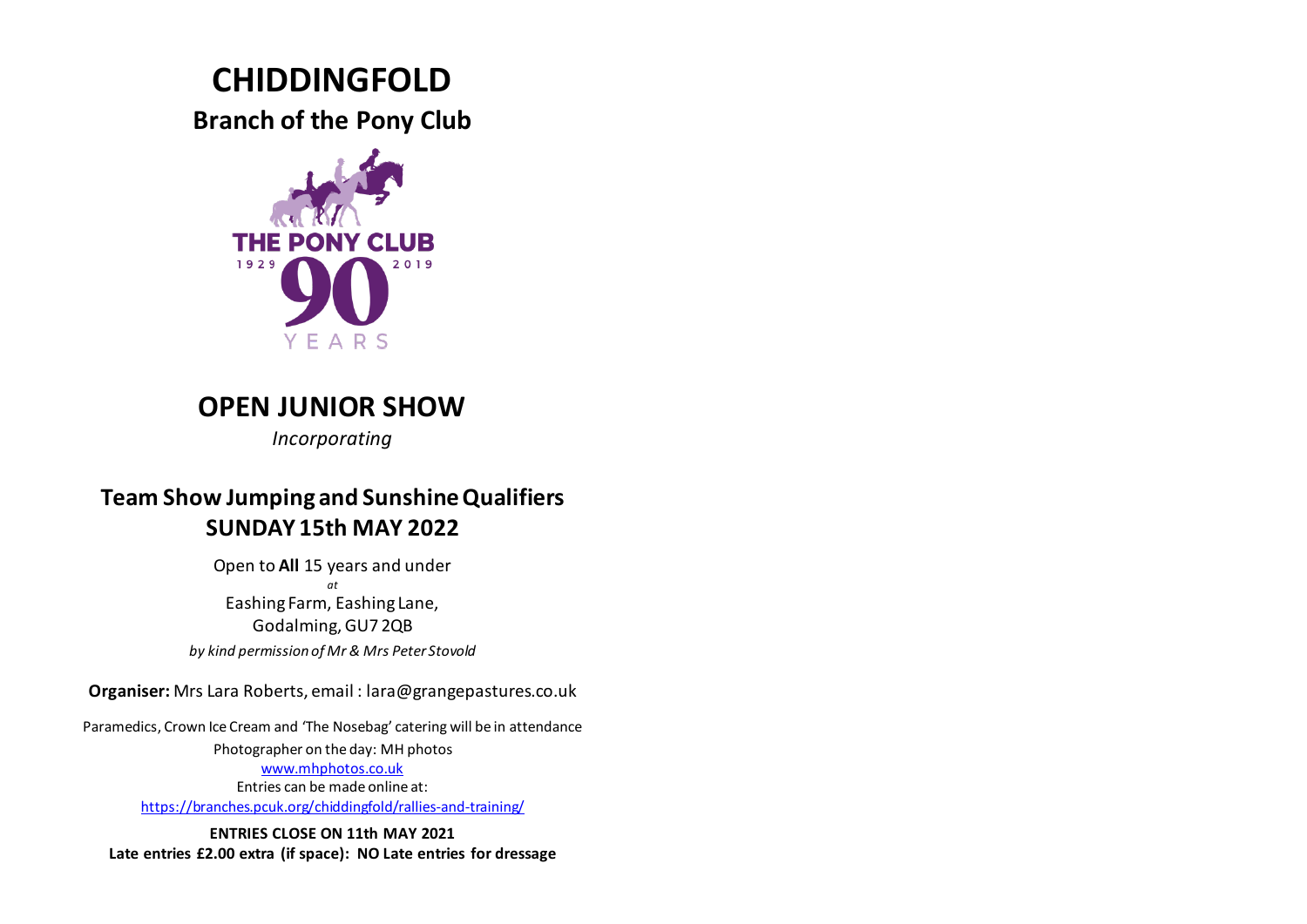# CHIDDINGFOLD

## Branch of the Pony Club

THE PONY CLUB

1929 90 2019

YEARS

## OPEN JUNIOR SHOW

*Incorporating*

## Team Show Jumping and Sunshine Qualifiers
## SUNDAY 15th MAY 2022

Open to **All** 15 years and under

*at*

Eashing Farm, Eashing Lane,
Godalming, GU7 2QB

*by kind permission of Mr & Mrs Peter Stovold*

**Organiser:** Mrs Lara Roberts, email : lara@grangepastures.co.uk

Paramedics, Crown Ice Cream and 'The Nosebag' catering will be in attendance

Photographer on the day: MH photos

www.mhphotos.co.uk

Entries can be made online at:

https://branches.pcuk.org/chiddingfold/rallies-and-training/

**ENTRIES CLOSE ON 11th MAY 2021**
**Late entries £2.00 extra (if space): NO Late entries for dressage**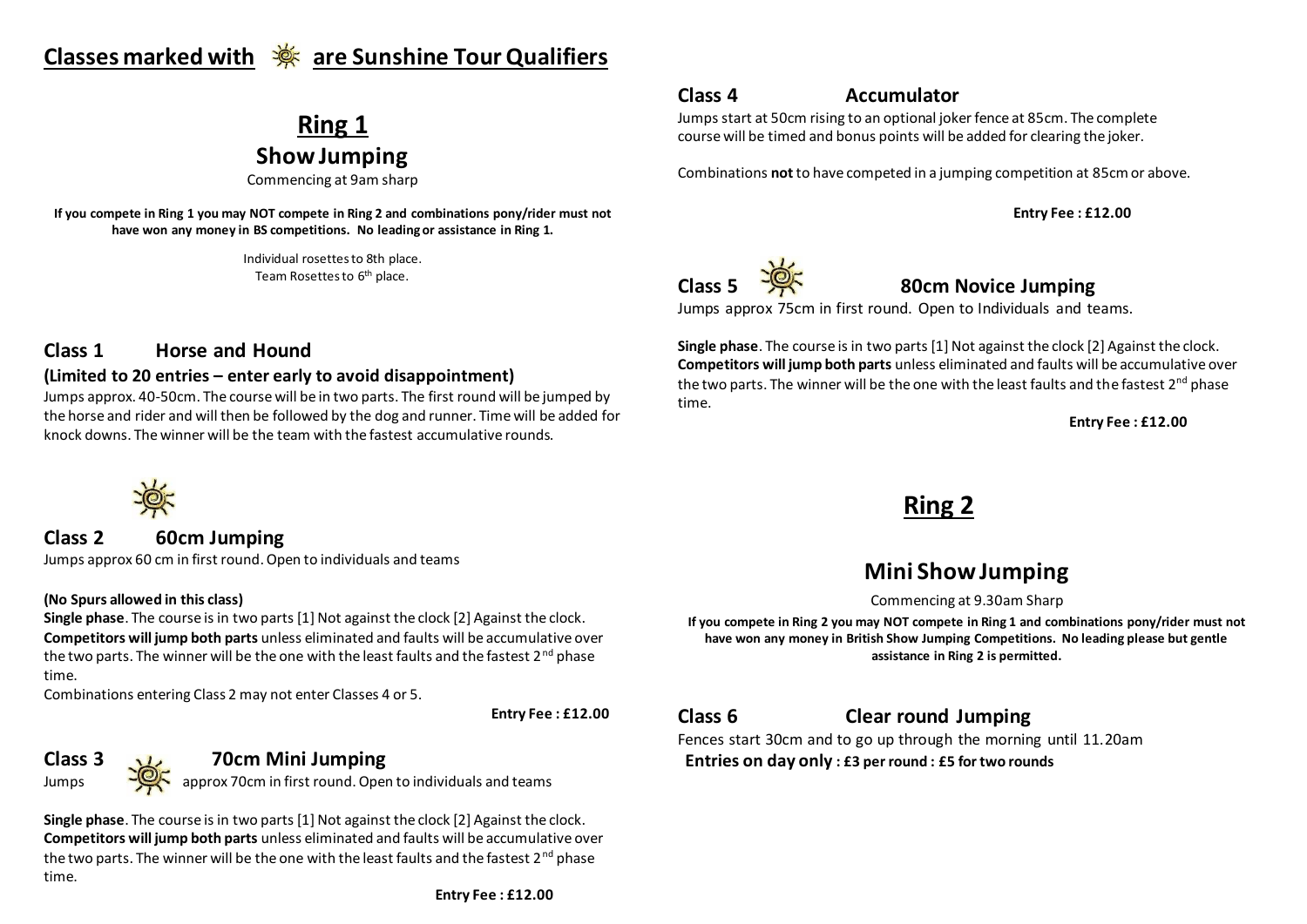## Classes marked with ☀ are Sunshine Tour Qualifiers

# Ring 1

## Show Jumping

Commencing at 9am sharp

**If you compete in Ring 1 you may NOT compete in Ring 2 and combinations pony/rider must not have won any money in BS competitions. No leading or assistance in Ring 1.**

Individual rosettes to 8th place.
Team Rosettes to 6th place.

### Class 1 Horse and Hound

**(Limited to 20 entries – enter early to avoid disappointment)**

Jumps approx. 40-50cm. The course will be in two parts. The first round will be jumped by the horse and rider and will then be followed by the dog and runner. Time will be added for knock downs. The winner will be the team with the fastest accumulative rounds.

### Class 2 ☀ 60cm Jumping

Jumps approx 60 cm in first round. Open to individuals and teams

**(No Spurs allowed in this class)**

**Single phase**. The course is in two parts [1] Not against the clock [2] Against the clock. **Competitors will jump both parts** unless eliminated and faults will be accumulative over the two parts. The winner will be the one with the least faults and the fastest 2nd phase time.

Combinations entering Class 2 may not enter Classes 4 or 5.

**Entry Fee : £12.00**

### Class 3 ☀ 70cm Mini Jumping

Jumps approx 70cm in first round. Open to individuals and teams

**Single phase**. The course is in two parts [1] Not against the clock [2] Against the clock. **Competitors will jump both parts** unless eliminated and faults will be accumulative over the two parts. The winner will be the one with the least faults and the fastest 2nd phase time.

**Entry Fee : £12.00**

### Class 4 Accumulator

Jumps start at 50cm rising to an optional joker fence at 85cm. The complete course will be timed and bonus points will be added for clearing the joker.

Combinations **not** to have competed in a jumping competition at 85cm or above.

**Entry Fee : £12.00**

### Class 5 ☀ 80cm Novice Jumping

Jumps approx 75cm in first round. Open to Individuals and teams.

**Single phase**. The course is in two parts [1] Not against the clock [2] Against the clock. **Competitors will jump both parts** unless eliminated and faults will be accumulative over the two parts. The winner will be the one with the least faults and the fastest 2nd phase time.

**Entry Fee : £12.00**

# Ring 2

## Mini Show Jumping

Commencing at 9.30am Sharp

**If you compete in Ring 2 you may NOT compete in Ring 1 and combinations pony/rider must not have won any money in British Show Jumping Competitions. No leading please but gentle assistance in Ring 2 is permitted.**

### Class 6 Clear round Jumping

Fences start 30cm and to go up through the morning until 11.20am

**Entries on day only : £3 per round : £5 for two rounds**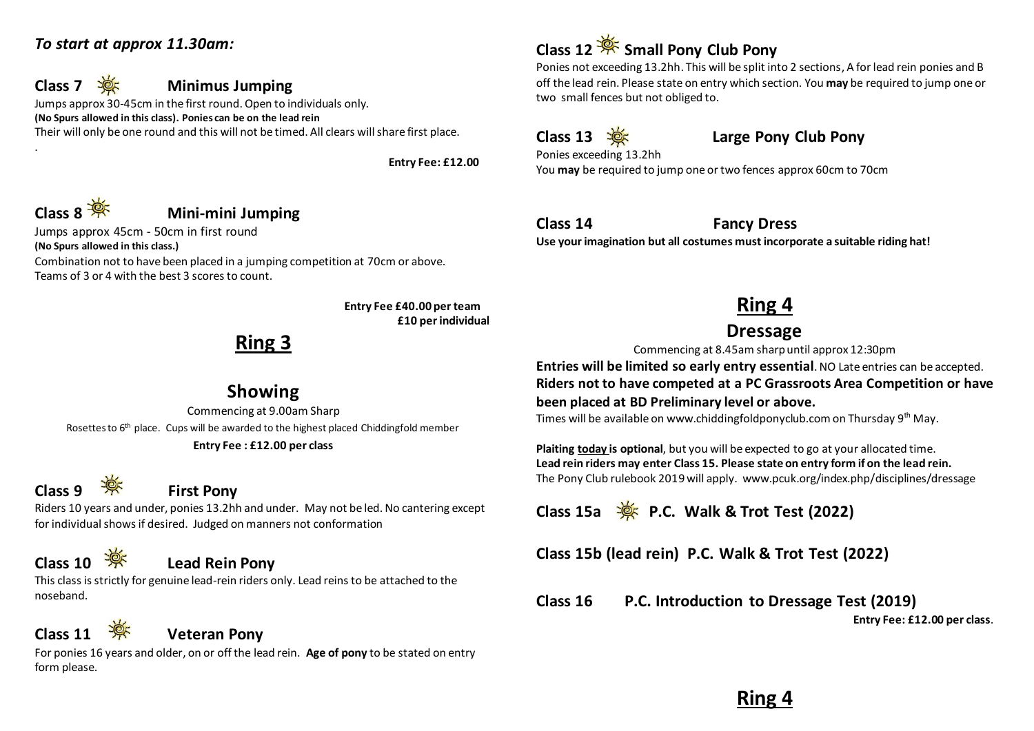*To start at approx 11.30am:*

### Class 7 Minimus Jumping

Jumps approx 30-45cm in the first round. Open to individuals only.
**(No Spurs allowed in this class). Ponies can be on the lead rein**
Their will only be one round and this will not be timed. All clears will share first place.
.

**Entry Fee: £12.00**

### Class 8 Mini-mini Jumping

Jumps approx 45cm - 50cm in first round
**(No Spurs allowed in this class.)**
Combination not to have been placed in a jumping competition at 70cm or above.
Teams of 3 or 4 with the best 3 scores to count.

**Entry Fee £40.00 per team**
**£10 per individual**

# Ring 3

## Showing

Commencing at 9.00am Sharp

Rosettes to 6th place. Cups will be awarded to the highest placed Chiddingfold member

**Entry Fee : £12.00 per class**

### Class 9 First Pony

Riders 10 years and under, ponies 13.2hh and under. May not be led. No cantering except for individual shows if desired. Judged on manners not conformation

### Class 10 Lead Rein Pony

This class is strictly for genuine lead-rein riders only. Lead reins to be attached to the noseband.

### Class 11 Veteran Pony

For ponies 16 years and older, on or off the lead rein. **Age of pony** to be stated on entry form please.

### Class 12 Small Pony Club Pony

Ponies not exceeding 13.2hh. This will be split into 2 sections, A for lead rein ponies and B off the lead rein. Please state on entry which section. You **may** be required to jump one or two small fences but not obliged to.

### Class 13 Large Pony Club Pony

Ponies exceeding 13.2hh
You **may** be required to jump one or two fences approx 60cm to 70cm

### Class 14 Fancy Dress

**Use your imagination but all costumes must incorporate a suitable riding hat!**

# Ring 4

## Dressage

Commencing at 8.45am sharp until approx 12:30pm

**Entries will be limited so early entry essential**. NO Late entries can be accepted.
**Riders not to have competed at a PC Grassroots Area Competition or have been placed at BD Preliminary level or above.**
Times will be available on www.chiddingfoldponyclub.com on Thursday 9th May.

**Plaiting today is optional**, but you will be expected to go at your allocated time.
**Lead rein riders may enter Class 15. Please state on entry form if on the lead rein.**
The Pony Club rulebook 2019 will apply. www.pcuk.org/index.php/disciplines/dressage

### Class 15a P.C. Walk & Trot Test (2022)

### Class 15b (lead rein) P.C. Walk & Trot Test (2022)

### Class 16 P.C. Introduction to Dressage Test (2019)

**Entry Fee: £12.00 per class**.

# Ring 4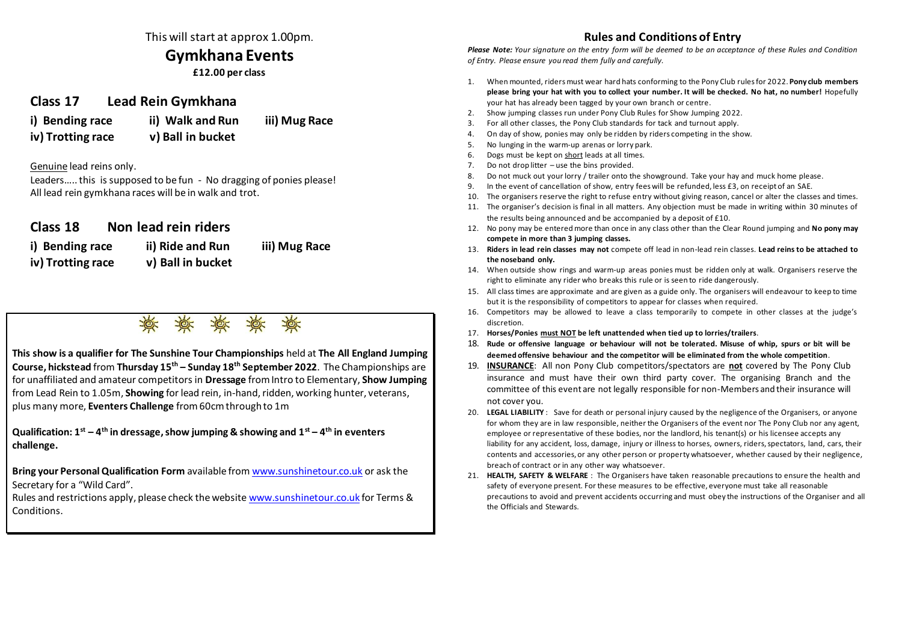This will start at approx 1.00pm.

# Gymkhana Events

**£12.00 per class**

## Class 17 Lead Rein Gymkhana

**i) Bending race** **ii) Walk and Run** **iii) Mug Race**
**iv) Trotting race** **v) Ball in bucket**

Genuine lead reins only.
Leaders….. this is supposed to be fun - No dragging of ponies please!
All lead rein gymkhana races will be in walk and trot.

## Class 18 Non lead rein riders

**i) Bending race** **ii) Ride and Run** **iii) Mug Race**
**iv) Trotting race** **v) Ball in bucket**

**This show is a qualifier for The Sunshine Tour Championships** held at **The All England Jumping Course, hickstead** from **Thursday 15th – Sunday 18th September 2022**. The Championships are for unaffiliated and amateur competitors in **Dressage** from Intro to Elementary, **Show Jumping** from Lead Rein to 1.05m, **Showing** for lead rein, in-hand, ridden, working hunter, veterans, plus many more, **Eventers Challenge** from 60cm through to 1m

**Qualification: 1st – 4th in dressage, show jumping & showing and 1st – 4th in eventers challenge.**

**Bring your Personal Qualification Form** available from www.sunshinetour.co.uk or ask the Secretary for a "Wild Card".
Rules and restrictions apply, please check the website www.sunshinetour.co.uk for Terms & Conditions.

## Rules and Conditions of Entry

***Please Note:*** *Your signature on the entry form will be deemed to be an acceptance of these Rules and Condition of Entry. Please ensure you read them fully and carefully.*

1. When mounted, riders must wear hard hats conforming to the Pony Club rules for 2022. **Pony club members please bring your hat with you to collect your number. It will be checked. No hat, no number!** Hopefully your hat has already been tagged by your own branch or centre.
2. Show jumping classes run under Pony Club Rules for Show Jumping 2022.
3. For all other classes, the Pony Club standards for tack and turnout apply.
4. On day of show, ponies may only be ridden by riders competing in the show.
5. No lunging in the warm-up arenas or lorry park.
6. Dogs must be kept on short leads at all times.
7. Do not drop litter – use the bins provided.
8. Do not muck out your lorry / trailer onto the showground. Take your hay and muck home please.
9. In the event of cancellation of show, entry fees will be refunded, less £3, on receipt of an SAE.
10. The organisers reserve the right to refuse entry without giving reason, cancel or alter the classes and times.
11. The organiser's decision is final in all matters. Any objection must be made in writing within 30 minutes of the results being announced and be accompanied by a deposit of £10.
12. No pony may be entered more than once in any class other than the Clear Round jumping and **No pony may compete in more than 3 jumping classes.**
13. **Riders in lead rein classes may not** compete off lead in non-lead rein classes. **Lead reins to be attached to the noseband only.**
14. When outside show rings and warm-up areas ponies must be ridden only at walk. Organisers reserve the right to eliminate any rider who breaks this rule or is seen to ride dangerously.
15. All class times are approximate and are given as a guide only. The organisers will endeavour to keep to time but it is the responsibility of competitors to appear for classes when required.
16. Competitors may be allowed to leave a class temporarily to compete in other classes at the judge's discretion.
17. **Horses/Ponies must NOT be left unattended when tied up to lorries/trailers**.
18. **Rude or offensive language or behaviour will not be tolerated. Misuse of whip, spurs or bit will be deemed offensive behaviour and the competitor will be eliminated from the whole competition**.
19. **INSURANCE**: All non Pony Club competitors/spectators are **not** covered by The Pony Club insurance and must have their own third party cover. The organising Branch and the committee of this event are not legally responsible for non-Members and their insurance will not cover you.
20. **LEGAL LIABILITY** : Save for death or personal injury caused by the negligence of the Organisers, or anyone for whom they are in law responsible, neither the Organisers of the event nor The Pony Club nor any agent, employee or representative of these bodies, nor the landlord, his tenant(s) or his licensee accepts any liability for any accident, loss, damage, injury or illness to horses, owners, riders, spectators, land, cars, their contents and accessories, or any other person or property whatsoever, whether caused by their negligence, breach of contract or in any other way whatsoever.
21. **HEALTH, SAFETY & WELFARE** : The Organisers have taken reasonable precautions to ensure the health and safety of everyone present. For these measures to be effective, everyone must take all reasonable precautions to avoid and prevent accidents occurring and must obey the instructions of the Organiser and all the Officials and Stewards.